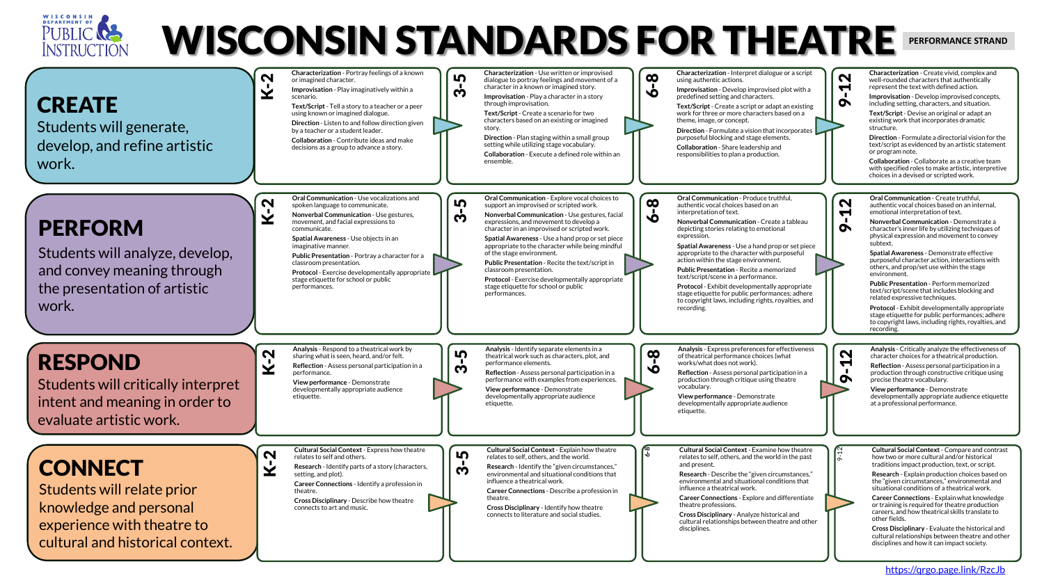# WISCONSIN STANDARDS FOR THEATRE

**PERFORMANCE STRAND**

Wisconsin Department of Public Instruction

| Strand | K-2 | 3-5 | 6-8 | 9-12 |
|---|---|---|---|---|
| **CREATE** Students will generate, develop, and refine artistic work. | **Characterization** - Portray feelings of a known or imagined character.<br>**Improvisation** - Play imaginatively within a scenario.<br>**Text/Script** - Tell a story to a teacher or a peer using known or imagined dialogue.<br>**Direction** - Listen to and follow direction given by a teacher or a student leader.<br>**Collaboration** - Contribute ideas and make decisions as a group to advance a story. | **Characterization** - Use written or improvised dialogue to portray feelings and movement of a character in a known or imagined story.<br>**Improvisation** - Play a character in a story through improvisation.<br>**Text/Script** - Create a scenario for two characters based on an existing or imagined story.<br>**Direction** - Plan staging within a small group setting while utilizing stage vocabulary.<br>**Collaboration** - Execute a defined role within an ensemble. | **Characterization** - Interpret dialogue or a script using authentic actions.<br>**Improvisation** - Develop improvised plot with a predefined setting and characters.<br>**Text/Script** - Create a script or adapt an existing work for three or more characters based on a theme, image, or concept.<br>**Direction** - Formulate a vision that incorporates purposeful blocking and stage elements.<br>**Collaboration** - Share leadership and responsibilities to plan a production. | **Characterization** - Create vivid, complex and well-rounded characters that authentically represent the text with defined action.<br>**Improvisation** - Develop improvised concepts, including setting, characters, and situation.<br>**Text/Script** - Devise an original or adapt an existing work that incorporates dramatic structure.<br>**Direction** - Formulate a directorial vision for the text/script as evidenced by an artistic statement or program note.<br>**Collaboration** - Collaborate as a creative team with specified roles to make artistic, interpretive choices in a devised or scripted work. |
| **PERFORM** Students will analyze, develop, and convey meaning through the presentation of artistic work. | **Oral Communication** - Use vocalizations and spoken language to communicate.<br>**Nonverbal Communication** - Use gestures, movement, and facial expressions to communicate.<br>**Spatial Awareness** - Use objects in an imaginative manner.<br>**Public Presentation** - Portray a character for a classroom presentation.<br>**Protocol** - Exercise developmentally appropriate stage etiquette for school or public performances. | **Oral Communication** - Explore vocal choices to support an improvised or scripted work.<br>**Nonverbal Communication** - Use gestures, facial expressions, and movement to develop a character in an improvised or scripted work.<br>**Spatial Awareness** - Use a hand prop or set piece appropriate to the character while being mindful of the stage environment.<br>**Public Presentation** - Recite the text/script in a classroom presentation.<br>**Protocol** - Exercise developmentally appropriate stage etiquette for school or public performances. | **Oral Communication** - Produce truthful, authentic vocal choices based on an interpretation of text.<br>**Nonverbal Communication** - Create a tableau depicting stories relating to emotional expression.<br>**Spatial Awareness** - Use a hand prop or set piece appropriate to the character with purposeful action within the stage environment.<br>**Public Presentation** - Recite a memorized text/script/scene in a performance.<br>**Protocol** - Exhibit developmentally appropriate stage etiquette for public performances; adhere to copyright laws, including rights, royalties, and recording. | **Oral Communication** - Create truthful, authentic vocal choices based on an internal, emotional interpretation of text.<br>**Nonverbal Communication** - Demonstrate a character's inner life by utilizing techniques of physical expression and movement to convey subtext.<br>**Spatial Awareness** - Demonstrate effective purposeful character action, interactions with others, and prop/set use within the stage environment.<br>**Public Presentation** - Perform memorized text/script/scene that includes blocking and related expressive techniques.<br>**Protocol** - Exhibit developmentally appropriate stage etiquette for public performances; adhere to copyright laws, including rights, royalties, and recording. |
| **RESPOND** Students will critically interpret intent and meaning in order to evaluate artistic work. | **Analysis** - Respond to a theatrical work by sharing what is seen, heard, and/or felt.<br>**Reflection** - Assess personal participation in a performance.<br>**View performance** - Demonstrate developmentally appropriate audience etiquette. | **Analysis** - Identify separate elements in a theatrical work such as characters, plot, and performance elements.<br>**Reflection** - Assess personal participation in a performance with examples from experiences.<br>**View performance** - Demonstrate developmentally appropriate audience etiquette. | **Analysis** - Express preferences for effectiveness of theatrical performance choices (what works/what does not work).<br>**Reflection** - Assess personal participation in a production through critique using theatre vocabulary.<br>**View performance** - Demonstrate developmentally appropriate audience etiquette. | **Analysis** - Critically analyze the effectiveness of character choices for a theatrical production.<br>**Reflection** - Assess personal participation in a production through constructive critique using precise theatre vocabulary.<br>**View performance** - Demonstrate developmentally appropriate audience etiquette at a professional performance. |
| **CONNECT** Students will relate prior knowledge and personal experience with theatre to cultural and historical context. | **Cultural Social Context** - Express how theatre relates to self and others.<br>**Research** - Identify parts of a story (characters, setting, and plot).<br>**Career Connections** - Identify a profession in theatre.<br>**Cross Disciplinary** - Describe how theatre connects to art and music. | **Cultural Social Context** - Explain how theatre relates to self, others, and the world.<br>**Research** - Identify the "given circumstances," environmental and situational conditions that influence a theatrical work.<br>**Career Connections** - Describe a profession in theatre.<br>**Cross Disciplinary** - Identify how theatre connects to literature and social studies. | **Cultural Social Context** - Examine how theatre relates to self, others, and the world in the past and present.<br>**Research** - Describe the "given circumstances," environmental and situational conditions that influence a theatrical work.<br>**Career Connections** - Explore and differentiate theatre professions.<br>**Cross Disciplinary** - Analyze historical and cultural relationships between theatre and other disciplines. | **Cultural Social Context** - Compare and contrast how two or more cultural and/or historical traditions impact production, text, or script.<br>**Research** - Explain production choices based on the "given circumstances," environmental and situational conditions of a theatrical work.<br>**Career Connections** - Explain what knowledge or training is required for theatre production careers, and how theatrical skills translate to other fields.<br>**Cross Disciplinary** - Evaluate the historical and cultural relationships between theatre and other disciplines and how it can impact society. |

https://qrgo.page.link/RzcJb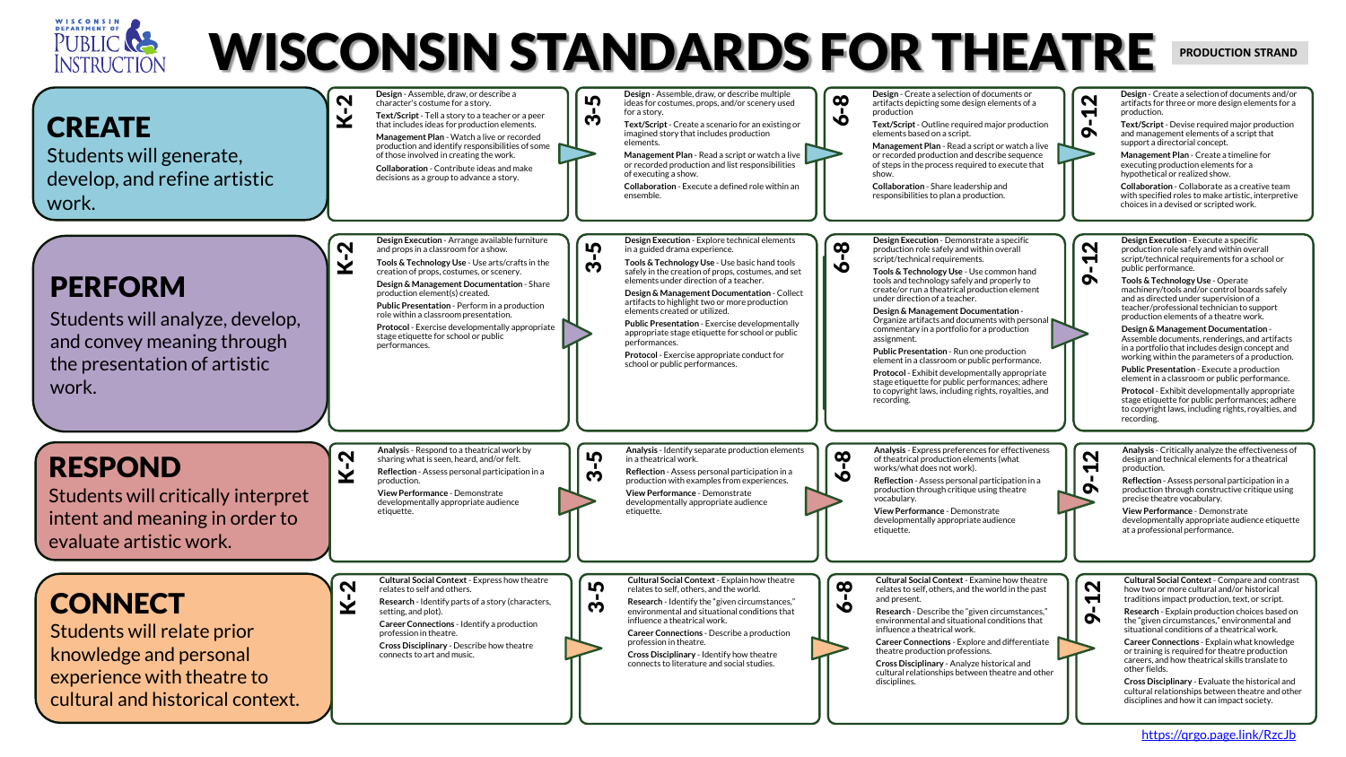# WISCONSIN STANDARDS FOR THEATRE

**PRODUCTION STRAND**

## CREATE

Students will generate, develop, and refine artistic work.

| K-2 | 3-5 | 6-8 | 9-12 |
| --- | --- | --- | --- |
| **Design** - Assemble, draw, or describe a character's costume for a story.<br>**Text/Script** - Tell a story to a teacher or a peer that includes ideas for production elements.<br>**Management Plan** - Watch a live or recorded production and identify responsibilities of some of those involved in creating the work.<br>**Collaboration** - Contribute ideas and make decisions as a group to advance a story. | **Design** - Assemble, draw, or describe multiple ideas for costumes, props, and/or scenery used for a story.<br>**Text/Script** - Create a scenario for an existing or imagined story that includes production elements.<br>**Management Plan** - Read a script or watch a live or recorded production and list responsibilities of executing a show.<br>**Collaboration** - Execute a defined role within an ensemble. | **Design** - Create a selection of documents or artifacts depicting some design elements of a production<br>**Text/Script** - Outline required major production elements based on a script.<br>**Management Plan** - Read a script or watch a live or recorded production and describe sequence of steps in the process required to execute that show.<br>**Collaboration** - Share leadership and responsibilities to plan a production. | **Design** - Create a selection of documents and/or artifacts for three or more design elements for a production.<br>**Text/Script** - Devise required major production and management elements of a script that support a directorial concept.<br>**Management Plan** - Create a timeline for executing production elements for a hypothetical or realized show.<br>**Collaboration** - Collaborate as a creative team with specified roles to make artistic, interpretive choices in a devised or scripted work. |

## PERFORM

Students will analyze, develop, and convey meaning through the presentation of artistic work.

| K-2 | 3-5 | 6-8 | 9-12 |
| --- | --- | --- | --- |
| **Design Execution** - Arrange available furniture and props in a classroom for a show.<br>**Tools & Technology Use** - Use arts/crafts in the creation of props, costumes, or scenery.<br>**Design & Management Documentation** - Share production element(s) created.<br>**Public Presentation** - Perform in a production role within a classroom presentation.<br>**Protocol** - Exercise developmentally appropriate stage etiquette for school or public performances. | **Design Execution** - Explore technical elements in a guided drama experience.<br>**Tools & Technology Use** - Use basic hand tools safely in the creation of props, costumes, and set elements under direction of a teacher.<br>**Design & Management Documentation** - Collect artifacts to highlight two or more production elements created or utilized.<br>**Public Presentation** - Exercise developmentally appropriate stage etiquette for school or public performances.<br>**Protocol** - Exercise appropriate conduct for school or public performances. | **Design Execution** - Demonstrate a specific production role safely and within overall script/technical requirements.<br>**Tools & Technology Use** - Use common hand tools and technology safely and properly to create/or run a theatrical production element under direction of a teacher.<br>**Design & Management Documentation** - Organize artifacts and documents with personal commentary in a portfolio for a production assignment.<br>**Public Presentation** - Run one production element in a classroom or public performance.<br>**Protocol** - Exhibit developmentally appropriate stage etiquette for public performances; adhere to copyright laws, including rights, royalties, and recording. | **Design Execution** - Execute a specific production role safely and within overall script/technical requirements for a school or public performance.<br>**Tools & Technology Use** - Operate machinery/tools and/or control boards safely and as directed under supervision of a teacher/professional technician to support production elements of a theatre work.<br>**Design & Management Documentation** - Assemble documents, renderings, and artifacts in a portfolio that includes design concept and working within the parameters of a production.<br>**Public Presentation** - Execute a production element in a classroom or public performance.<br>**Protocol** - Exhibit developmentally appropriate stage etiquette for public performances; adhere to copyright laws, including rights, royalties, and recording. |

## RESPOND

Students will critically interpret intent and meaning in order to evaluate artistic work.

| K-2 | 3-5 | 6-8 | 9-12 |
| --- | --- | --- | --- |
| **Analysis** - Respond to a theatrical work by sharing what is seen, heard, and/or felt.<br>**Reflection** - Assess personal participation in a production.<br>**View Performance** - Demonstrate developmentally appropriate audience etiquette. | **Analysis** - Identify separate production elements in a theatrical work.<br>**Reflection** - Assess personal participation in a production with examples from experiences.<br>**View Performance** - Demonstrate developmentally appropriate audience etiquette. | **Analysis** - Express preferences for effectiveness of theatrical production elements (what works/what does not work).<br>**Reflection** - Assess personal participation in a production through critique using theatre vocabulary.<br>**View Performance** - Demonstrate developmentally appropriate audience etiquette. | **Analysis** - Critically analyze the effectiveness of design and technical elements for a theatrical production.<br>**Reflection** - Assess personal participation in a production through constructive critique using precise theatre vocabulary.<br>**View Performance** - Demonstrate developmentally appropriate audience etiquette at a professional performance. |

## CONNECT

Students will relate prior knowledge and personal experience with theatre to cultural and historical context.

| K-2 | 3-5 | 6-8 | 9-12 |
| --- | --- | --- | --- |
| **Cultural Social Context** - Express how theatre relates to self and others.<br>**Research** - Identify parts of a story (characters, setting, and plot).<br>**Career Connections** - Identify a production profession in theatre.<br>**Cross Disciplinary** - Describe how theatre connects to art and music. | **Cultural Social Context** - Explain how theatre relates to self, others, and the world.<br>**Research** - Identify the "given circumstances," environmental and situational conditions that influence a theatrical work.<br>**Career Connections** - Describe a production profession in theatre.<br>**Cross Disciplinary** - Identify how theatre connects to literature and social studies. | **Cultural Social Context** - Examine how theatre relates to self, others, and the world in the past and present.<br>**Research** - Describe the "given circumstances," environmental and situational conditions that influence a theatrical work.<br>**Career Connections** - Explore and differentiate theatre production professions.<br>**Cross Disciplinary** - Analyze historical and cultural relationships between theatre and other disciplines. | **Cultural Social Context** - Compare and contrast how two or more cultural and/or historical traditions impact production, text, or script.<br>**Research** - Justify production choices based on the "given circumstances," environmental and situational conditions of a theatrical work.<br>**Career Connections** - Explain what knowledge or training is required for theatre production careers, and how theatrical skills translate to other fields.<br>**Cross Disciplinary** - Evaluate the historical and cultural relationships between theatre and other disciplines and how it can impact society. |

https://qrgo.page.link/RzcJb